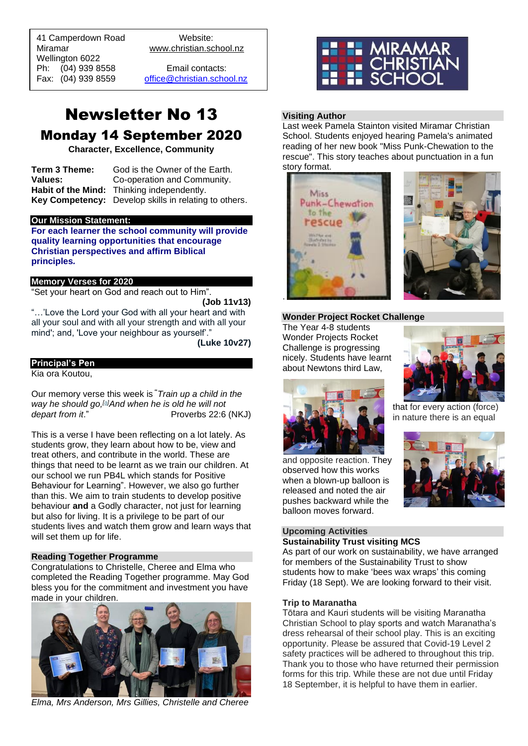41 Camperdown Road
Miramar
Wellington 6022
Ph: (04) 939 8558
Fax: (04) 939 8559

Website:
www.christian.school.nz

Email contacts:
office@christian.school.nz

# Newsletter No 13

## Monday 14 September 2020

**Character, Excellence, Community**

| | |
|---|---|
| **Term 3 Theme:** | God is the Owner of the Earth. |
| **Values:** | Co-operation and Community. |
| **Habit of the Mind:** | Thinking independently. |
| **Key Competency:** | Develop skills in relating to others. |

### Our Mission Statement:

**For each learner the school community will provide quality learning opportunities that encourage Christian perspectives and affirm Biblical principles.**

### Memory Verses for 2020

"Set your heart on God and reach out to Him".
**(Job 11v13)**

"…'Love the Lord your God with all your heart and with all your soul and with all your strength and with all your mind'; and, 'Love your neighbour as yourself'."
**(Luke 10v27)**

### Principal's Pen

Kia ora Koutou,

Our memory verse this week is "*Train up a child in the way he should go,[a] And when he is old he will not depart from it*." Proverbs 22:6 (NKJ)

This is a verse I have been reflecting on a lot lately. As students grow, they learn about how to be, view and treat others, and contribute in the world. These are things that need to be learnt as we train our children. At our school we run PB4L which stands for Positive Behaviour for Learning". However, we also go further than this. We aim to train students to develop positive behaviour **and** a Godly character, not just for learning but also for living. It is a privilege to be part of our students lives and watch them grow and learn ways that will set them up for life.

### Reading Together Programme

Congratulations to Christelle, Cheree and Elma who completed the Reading Together programme. May God bless you for the commitment and investment you have made in your children.

*Elma, Mrs Anderson, Mrs Gillies, Christelle and Cheree*

### Visiting Author

Last week Pamela Stainton visited Miramar Christian School. Students enjoyed hearing Pamela's animated reading of her new book "Miss Punk-Chewation to the rescue". This story teaches about punctuation in a fun story format.

### Wonder Project Rocket Challenge

The Year 4-8 students Wonder Projects Rocket Challenge is progressing nicely. Students have learnt about Newtons third Law, that for every action (force) in nature there is an equal and opposite reaction. They observed how this works when a blown-up balloon is released and noted the air pushes backward while the balloon moves forward.

### Upcoming Activities

**Sustainability Trust visiting MCS**

As part of our work on sustainability, we have arranged for members of the Sustainability Trust to show students how to make 'bees wax wraps' this coming Friday (18 Sept). We are looking forward to their visit.

**Trip to Maranatha**

Tōtara and Kauri students will be visiting Maranatha Christian School to play sports and watch Maranatha's dress rehearsal of their school play. This is an exciting opportunity. Please be assured that Covid-19 Level 2 safety practices will be adhered to throughout this trip. Thank you to those who have returned their permission forms for this trip. While these are not due until Friday 18 September, it is helpful to have them in earlier.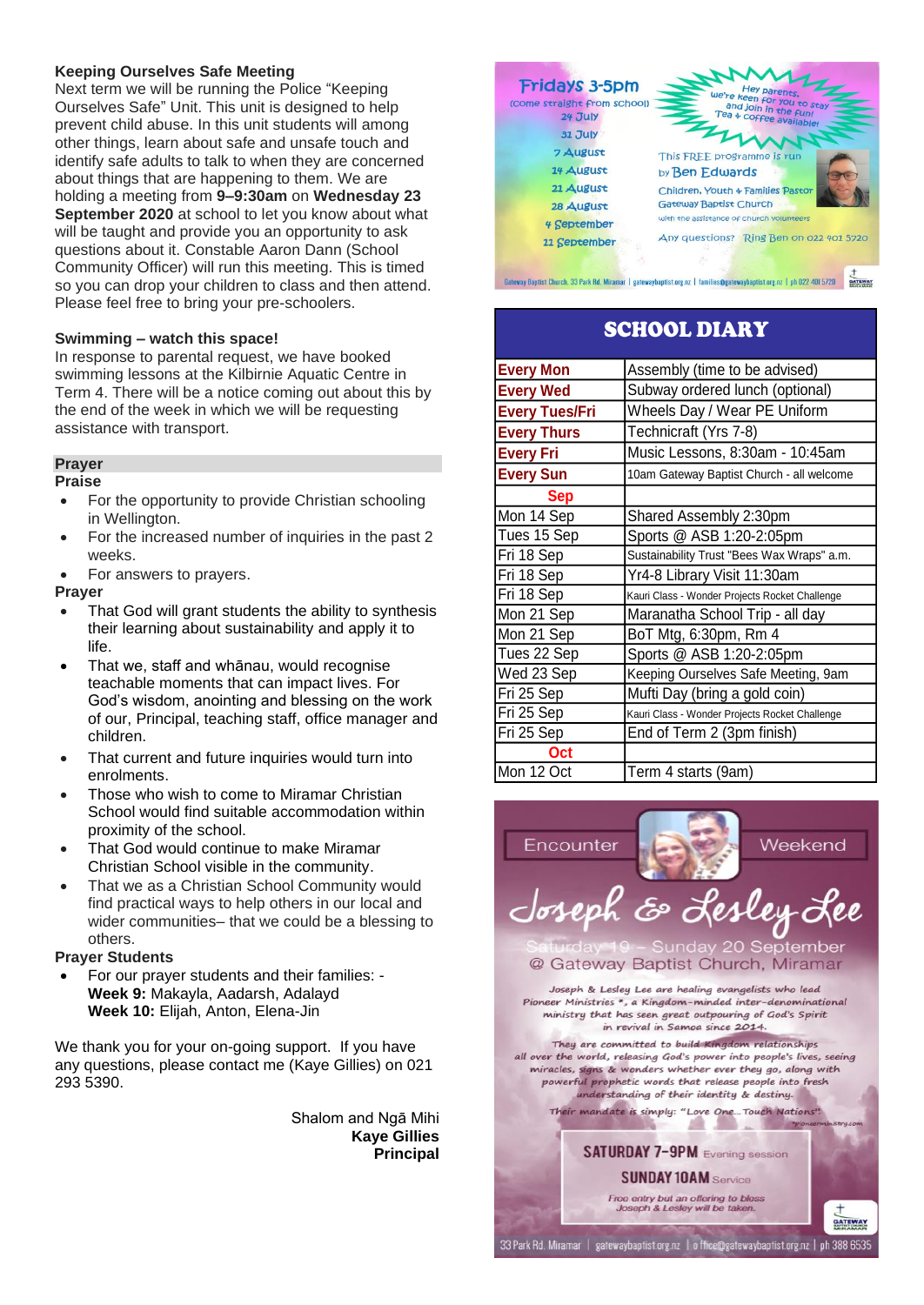### Keeping Ourselves Safe Meeting

Next term we will be running the Police "Keeping Ourselves Safe" Unit. This unit is designed to help prevent child abuse. In this unit students will among other things, learn about safe and unsafe touch and identify safe adults to talk to when they are concerned about things that are happening to them. We are holding a meeting from **9–9:30am** on **Wednesday 23 September 2020** at school to let you know about what will be taught and provide you an opportunity to ask questions about it. Constable Aaron Dann (School Community Officer) will run this meeting. This is timed so you can drop your children to class and then attend. Please feel free to bring your pre-schoolers.

### Swimming – watch this space!

In response to parental request, we have booked swimming lessons at the Kilbirnie Aquatic Centre in Term 4. There will be a notice coming out about this by the end of the week in which we will be requesting assistance with transport.

### Prayer

**Praise**

- For the opportunity to provide Christian schooling in Wellington.
- For the increased number of inquiries in the past 2 weeks.
- For answers to prayers.

**Prayer**

- That God will grant students the ability to synthesis their learning about sustainability and apply it to life.
- That we, staff and whānau, would recognise teachable moments that can impact lives. For God's wisdom, anointing and blessing on the work of our, Principal, teaching staff, office manager and children.
- That current and future inquiries would turn into enrolments.
- Those who wish to come to Miramar Christian School would find suitable accommodation within proximity of the school.
- That God would continue to make Miramar Christian School visible in the community.
- That we as a Christian School Community would find practical ways to help others in our local and wider communities– that we could be a blessing to others.

**Prayer Students**

- For our prayer students and their families: -
  **Week 9:** Makayla, Aadarsh, Adalayd
  **Week 10:** Elijah, Anton, Elena-Jin

We thank you for your on-going support. If you have any questions, please contact me (Kaye Gillies) on 021 293 5390.

Shalom and Ngā Mihi
**Kaye Gillies**
**Principal**

---

**Fridays 3-5pm**
(come straight from school)

24 July
31 July
7 August
14 August
21 August
28 August
4 September
11 September

Hey parents, we're keen for you to stay and join in the fun! Tea + coffee available!

This FREE programme is run by Ben Edwards
Children, Youth + Families Pastor
Gateway Baptist Church
with the assistance of church volunteers

Any questions? Ring Ben on 022 401 5720

Gateway Baptist Church, 33 Park Rd, Miramar | gatewaybaptist.org.nz | families@gatewaybaptist.org.nz | ph 022 401 5720

---

## SCHOOL DIARY

| | |
|---|---|
| **Every Mon** | Assembly (time to be advised) |
| **Every Wed** | Subway ordered lunch (optional) |
| **Every Tues/Fri** | Wheels Day / Wear PE Uniform |
| **Every Thurs** | Technicraft (Yrs 7-8) |
| **Every Fri** | Music Lessons, 8:30am - 10:45am |
| **Every Sun** | 10am Gateway Baptist Church - all welcome |
| **Sep** | |
| Mon 14 Sep | Shared Assembly 2:30pm |
| Tues 15 Sep | Sports @ ASB 1:20-2:05pm |
| Fri 18 Sep | Sustainability Trust "Bees Wax Wraps" a.m. |
| Fri 18 Sep | Yr4-8 Library Visit 11:30am |
| Fri 18 Sep | Kauri Class - Wonder Projects Rocket Challenge |
| Mon 21 Sep | Maranatha School Trip - all day |
| Mon 21 Sep | BoT Mtg, 6:30pm, Rm 4 |
| Tues 22 Sep | Sports @ ASB 1:20-2:05pm |
| Wed 23 Sep | Keeping Ourselves Safe Meeting, 9am |
| Fri 25 Sep | Mufti Day (bring a gold coin) |
| Fri 25 Sep | Kauri Class - Wonder Projects Rocket Challenge |
| Fri 25 Sep | End of Term 2 (3pm finish) |
| **Oct** | |
| Mon 12 Oct | Term 4 starts (9am) |

---

Encounter Weekend

**Joseph & Lesley Lee**

Saturday 19 – Sunday 20 September
@ Gateway Baptist Church, Miramar

*Joseph & Lesley Lee are healing evangelists who lead Pioneer Ministries \*, a Kingdom-minded inter-denominational ministry that has seen great outpouring of God's Spirit in revival in Samoa since 2014.*

*They are committed to build Kingdom relationships all over the world, releasing God's power into people's lives, seeing miracles, signs & wonders whether ever they go, along with powerful prophetic words that release people into fresh understanding of their identity & destiny.*

*Their mandate is simply: "Love One... Touch Nations"*

*\*pioneerministry.com*

**SATURDAY 7-9PM** Evening session
**SUNDAY 10AM** Service

Free entry but an offering to bless Joseph & Lesley will be taken.

33 Park Rd, Miramar | gatewaybaptist.org.nz | office@gatewaybaptist.org.nz | ph 388 6535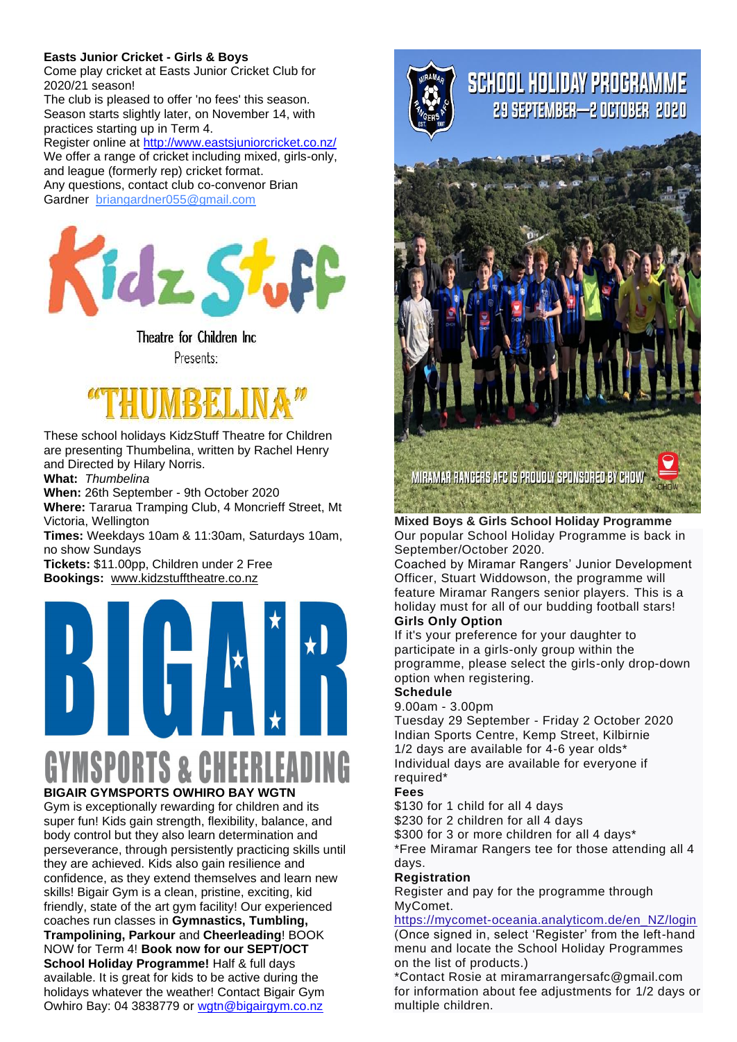**Easts Junior Cricket - Girls & Boys**

Come play cricket at Easts Junior Cricket Club for 2020/21 season!

The club is pleased to offer 'no fees' this season. Season starts slightly later, on November 14, with practices starting up in Term 4.

Register online at http://www.eastsjuniorcricket.co.nz/

We offer a range of cricket including mixed, girls-only, and league (formerly rep) cricket format.

Any questions, contact club co-convenor Brian Gardner briangardner055@gmail.com

# Kidz Stuff

Theatre for Children Inc

Presents:

# "THUMBELINA"

These school holidays KidzStuff Theatre for Children are presenting Thumbelina, written by Rachel Henry and Directed by Hilary Norris.

**What:** *Thumbelina*

**When:** 26th September - 9th October 2020

**Where:** Tararua Tramping Club, 4 Moncrieff Street, Mt Victoria, Wellington

**Times:** Weekdays 10am & 11:30am, Saturdays 10am, no show Sundays

**Tickets:** $11.00pp, Children under 2 Free

**Bookings:** www.kidzstufftheatre.co.nz

# BIGAIR

## GYMSPORTS & CHEERLEADING

**BIGAIR GYMSPORTS OWHIRO BAY WGTN**

Gym is exceptionally rewarding for children and its super fun! Kids gain strength, flexibility, balance, and body control but they also learn determination and perseverance, through persistently practicing skills until they are achieved. Kids also gain resilience and confidence, as they extend themselves and learn new skills! Bigair Gym is a clean, pristine, exciting, kid friendly, state of the art gym facility! Our experienced coaches run classes in **Gymnastics, Tumbling, Trampolining, Parkour** and **Cheerleading**! BOOK NOW for Term 4! **Book now for our SEPT/OCT School Holiday Programme!** Half & full days available. It is great for kids to be active during the holidays whatever the weather! Contact Bigair Gym Owhiro Bay: 04 3838779 or wgtn@bigairgym.co.nz

# SCHOOL HOLIDAY PROGRAMME

## 29 SEPTEMBER—2 OCTOBER 2020

MIRAMAR RANGERS AFC IS PROUDLY SPONSORED BY CHOW

**Mixed Boys & Girls School Holiday Programme**

Our popular School Holiday Programme is back in September/October 2020.

Coached by Miramar Rangers' Junior Development Officer, Stuart Widdowson, the programme will feature Miramar Rangers senior players. This is a holiday must for all of our budding football stars!

**Girls Only Option**

If it's your preference for your daughter to participate in a girls-only group within the programme, please select the girls-only drop-down option when registering.

**Schedule**

9.00am - 3.00pm

Tuesday 29 September - Friday 2 October 2020

Indian Sports Centre, Kemp Street, Kilbirnie

1/2 days are available for 4-6 year olds*

Individual days are available for everyone if required*

**Fees**

$130 for 1 child for all 4 days

$230 for 2 children for all 4 days

$300 for 3 or more children for all 4 days*

*Free Miramar Rangers tee for those attending all 4 days.

**Registration**

Register and pay for the programme through MyComet.

https://mycomet-oceania.analyticom.de/en_NZ/login

(Once signed in, select 'Register' from the left-hand menu and locate the School Holiday Programmes on the list of products.)

*Contact Rosie at miramarrangersafc@gmail.com for information about fee adjustments for 1/2 days or multiple children.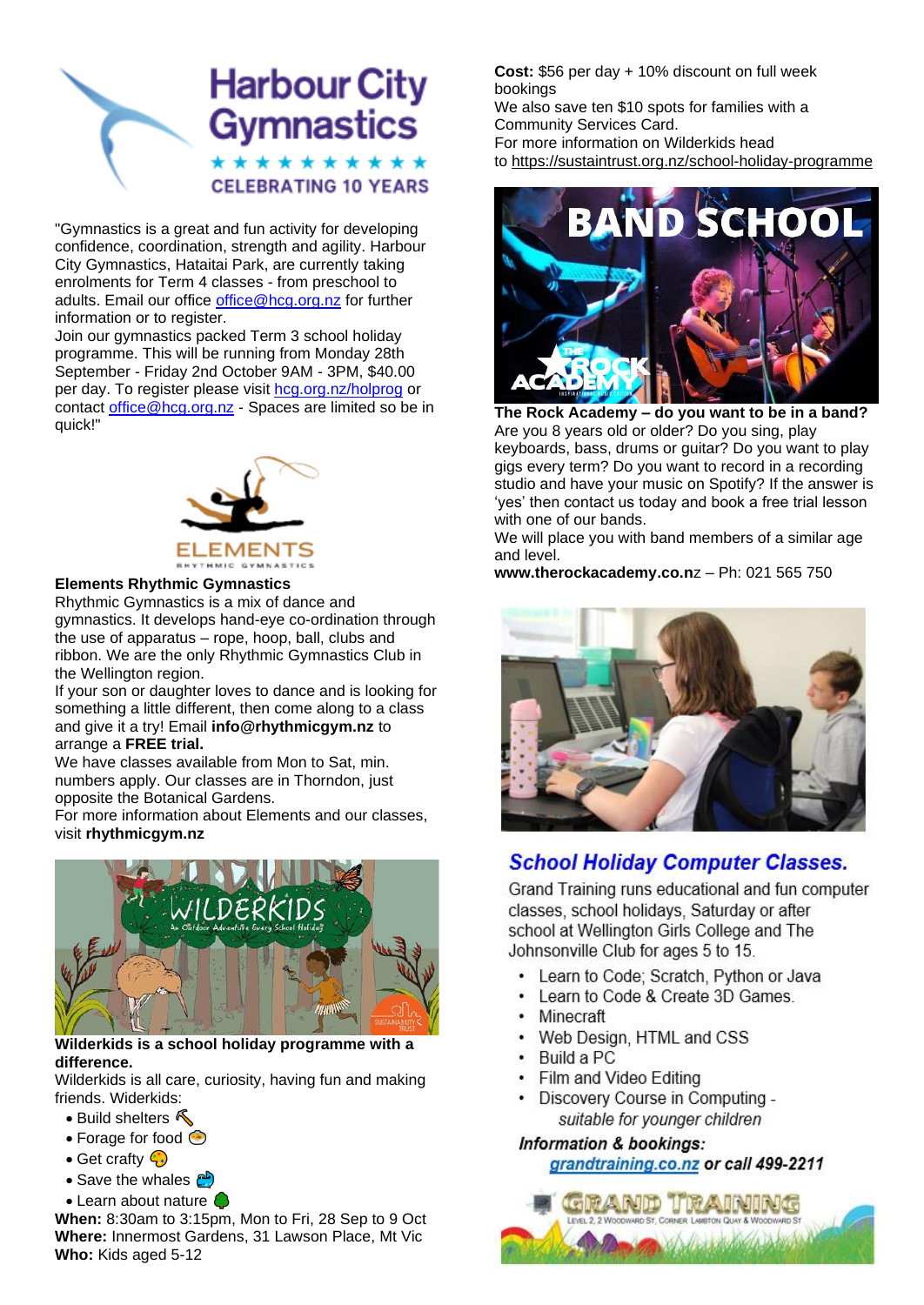# Harbour City Gymnastics

CELEBRATING 10 YEARS

"Gymnastics is a great and fun activity for developing confidence, coordination, strength and agility. Harbour City Gymnastics, Hataitai Park, are currently taking enrolments for Term 4 classes - from preschool to adults. Email our office office@hcg.org.nz for further information or to register.

Join our gymnastics packed Term 3 school holiday programme. This will be running from Monday 28th September - Friday 2nd October 9AM - 3PM, $40.00 per day. To register please visit hcg.org.nz/holprog or contact office@hcg.org.nz - Spaces are limited so be in quick!"

**Elements Rhythmic Gymnastics**

Rhythmic Gymnastics is a mix of dance and gymnastics. It develops hand-eye co-ordination through the use of apparatus – rope, hoop, ball, clubs and ribbon. We are the only Rhythmic Gymnastics Club in the Wellington region.

If your son or daughter loves to dance and is looking for something a little different, then come along to a class and give it a try! Email **info@rhythmicgym.nz** to arrange a **FREE trial.**

We have classes available from Mon to Sat, min. numbers apply. Our classes are in Thorndon, just opposite the Botanical Gardens.

For more information about Elements and our classes, visit **rhythmicgym.nz**

**Wilderkids is a school holiday programme with a difference.**

Wilderkids is all care, curiosity, having fun and making friends. Widerkids:

- Build shelters
- Forage for food
- Get crafty
- Save the whales
- Learn about nature

**When:** 8:30am to 3:15pm, Mon to Fri, 28 Sep to 9 Oct
**Where:** Innermost Gardens, 31 Lawson Place, Mt Vic
**Who:** Kids aged 5-12
**Cost:** $56 per day + 10% discount on full week bookings

We also save ten $10 spots for families with a Community Services Card.

For more information on Wilderkids head to https://sustaintrust.org.nz/school-holiday-programme

**The Rock Academy – do you want to be in a band?**

Are you 8 years old or older? Do you sing, play keyboards, bass, drums or guitar? Do you want to play gigs every term? Do you want to record in a recording studio and have your music on Spotify? If the answer is 'yes' then contact us today and book a free trial lesson with one of our bands.

We will place you with band members of a similar age and level.

**www.therockacademy.co.n**z – Ph: 021 565 750

## *School Holiday Computer Classes.*

Grand Training runs educational and fun computer classes, school holidays, Saturday or after school at Wellington Girls College and The Johnsonville Club for ages 5 to 15.

- Learn to Code; Scratch, Python or Java
- Learn to Code & Create 3D Games.
- Minecraft
- Web Design, HTML and CSS
- Build a PC
- Film and Video Editing
- Discovery Course in Computing - *suitable for younger children*

***Information & bookings:***
***grandtraining.co.nz or call 499-2211***

GRAND TRAINING
LEVEL 2, 2 WOODWARD ST, CORNER LAMBTON QUAY & WOODWARD ST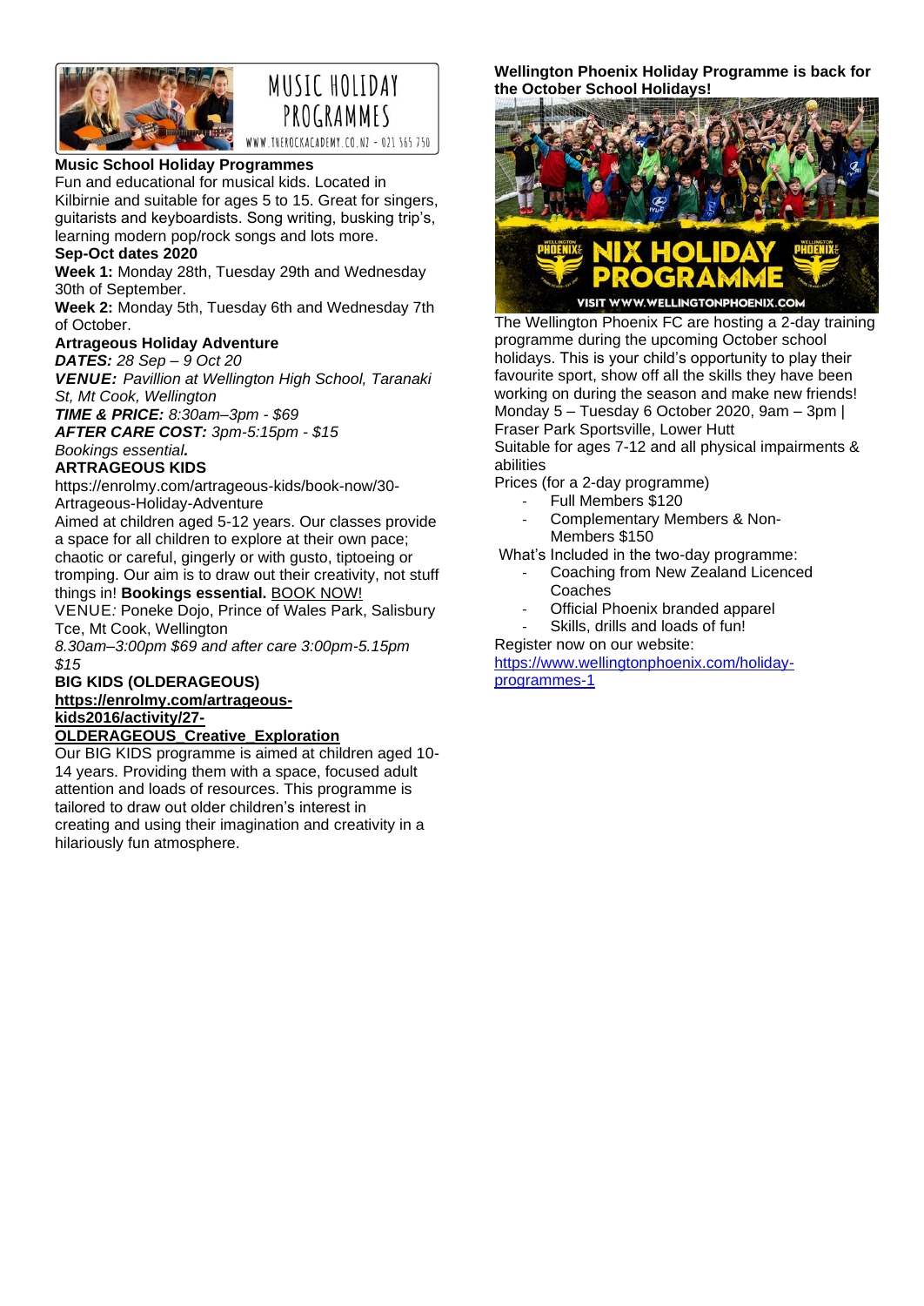MUSIC HOLIDAY PROGRAMMES

WWW.THEROCKACADEMY.CO.NZ - 021 565 750

**Music School Holiday Programmes**

Fun and educational for musical kids. Located in Kilbirnie and suitable for ages 5 to 15. Great for singers, guitarists and keyboardists. Song writing, busking trip's, learning modern pop/rock songs and lots more.

**Sep-Oct dates 2020**

**Week 1:** Monday 28th, Tuesday 29th and Wednesday 30th of September.

**Week 2:** Monday 5th, Tuesday 6th and Wednesday 7th of October.

**Artrageous Holiday Adventure**

***DATES:*** *28 Sep – 9 Oct 20*

***VENUE:*** *Pavillion at Wellington High School, Taranaki St, Mt Cook, Wellington*

***TIME & PRICE:*** *8:30am–3pm - $69*

***AFTER CARE COST:*** *3pm-5:15pm - $15*

*Bookings essential**.***

**ARTRAGEOUS KIDS**

https://enrolmy.com/artrageous-kids/book-now/30-Artrageous-Holiday-Adventure

Aimed at children aged 5-12 years. Our classes provide a space for all children to explore at their own pace; chaotic or careful, gingerly or with gusto, tiptoeing or tromping. Our aim is to draw out their creativity, not stuff things in! **Bookings essential.** BOOK NOW!

VENUE*:* Poneke Dojo, Prince of Wales Park, Salisbury Tce, Mt Cook, Wellington

*8.30am–3:00pm $69 and after care 3:00pm-5.15pm $15*

**BIG KIDS (OLDERAGEOUS)**

**https://enrolmy.com/artrageous-kids2016/activity/27-OLDERAGEOUS_Creative_Exploration**

Our BIG KIDS programme is aimed at children aged 10-14 years. Providing them with a space, focused adult attention and loads of resources. This programme is tailored to draw out older children's interest in creating and using their imagination and creativity in a hilariously fun atmosphere.

**Wellington Phoenix Holiday Programme is back for the October School Holidays!**

NIX HOLIDAY PROGRAMME

VISIT WWW.WELLINGTONPHOENIX.COM

The Wellington Phoenix FC are hosting a 2-day training programme during the upcoming October school holidays. This is your child's opportunity to play their favourite sport, show off all the skills they have been working on during the season and make new friends! Monday 5 – Tuesday 6 October 2020, 9am – 3pm | Fraser Park Sportsville, Lower Hutt

Suitable for ages 7-12 and all physical impairments & abilities

Prices (for a 2-day programme)

- Full Members $120
- Complementary Members & Non-Members $150

What's Included in the two-day programme:

- Coaching from New Zealand Licenced Coaches
- Official Phoenix branded apparel
- Skills, drills and loads of fun!

Register now on our website:
https://www.wellingtonphoenix.com/holiday-programmes-1